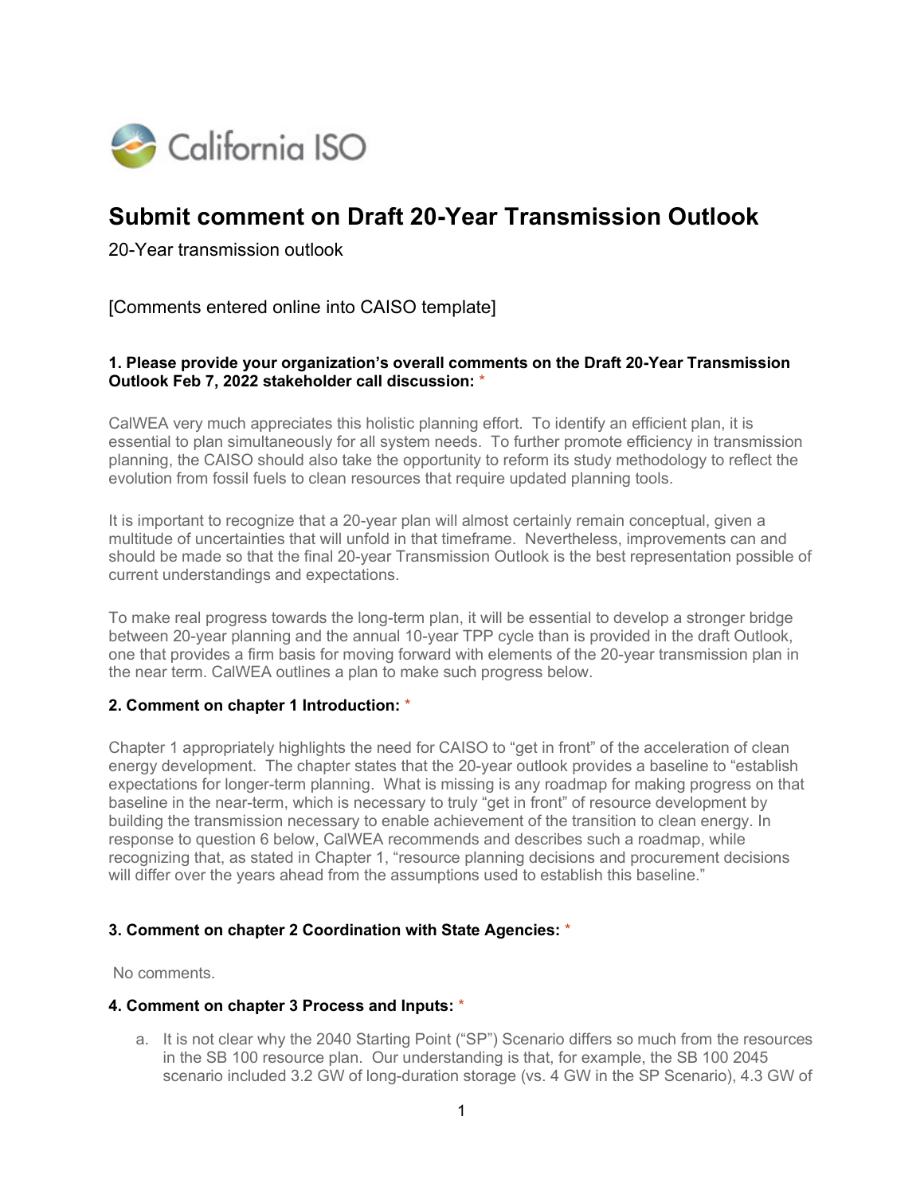California ISO

# Submit comment on Draft 20-Year Transmission Outlook

20-Year transmission outlook

[Comments entered online into CAISO template]

**1. Please provide your organization's overall comments on the Draft 20-Year Transmission Outlook Feb 7, 2022 stakeholder call discussion:** *

CalWEA very much appreciates this holistic planning effort. To identify an efficient plan, it is essential to plan simultaneously for all system needs. To further promote efficiency in transmission planning, the CAISO should also take the opportunity to reform its study methodology to reflect the evolution from fossil fuels to clean resources that require updated planning tools.

It is important to recognize that a 20-year plan will almost certainly remain conceptual, given a multitude of uncertainties that will unfold in that timeframe. Nevertheless, improvements can and should be made so that the final 20-year Transmission Outlook is the best representation possible of current understandings and expectations.

To make real progress towards the long-term plan, it will be essential to develop a stronger bridge between 20-year planning and the annual 10-year TPP cycle than is provided in the draft Outlook, one that provides a firm basis for moving forward with elements of the 20-year transmission plan in the near term. CalWEA outlines a plan to make such progress below.

**2. Comment on chapter 1 Introduction:** *

Chapter 1 appropriately highlights the need for CAISO to "get in front" of the acceleration of clean energy development. The chapter states that the 20-year outlook provides a baseline to "establish expectations for longer-term planning. What is missing is any roadmap for making progress on that baseline in the near-term, which is necessary to truly "get in front" of resource development by building the transmission necessary to enable achievement of the transition to clean energy. In response to question 6 below, CalWEA recommends and describes such a roadmap, while recognizing that, as stated in Chapter 1, "resource planning decisions and procurement decisions will differ over the years ahead from the assumptions used to establish this baseline."

**3. Comment on chapter 2 Coordination with State Agencies:** *

No comments.

**4. Comment on chapter 3 Process and Inputs:** *

a. It is not clear why the 2040 Starting Point ("SP") Scenario differs so much from the resources in the SB 100 resource plan. Our understanding is that, for example, the SB 100 2045 scenario included 3.2 GW of long-duration storage (vs. 4 GW in the SP Scenario), 4.3 GW of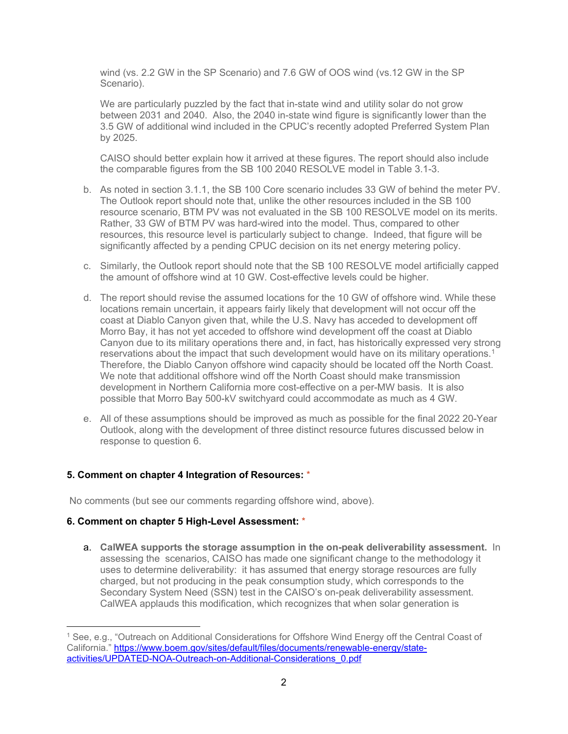wind (vs. 2.2 GW in the SP Scenario) and 7.6 GW of OOS wind (vs.12 GW in the SP Scenario).

We are particularly puzzled by the fact that in-state wind and utility solar do not grow between 2031 and 2040. Also, the 2040 in-state wind figure is significantly lower than the 3.5 GW of additional wind included in the CPUC's recently adopted Preferred System Plan by 2025.

CAISO should better explain how it arrived at these figures. The report should also include the comparable figures from the SB 100 2040 RESOLVE model in Table 3.1-3.

b. As noted in section 3.1.1, the SB 100 Core scenario includes 33 GW of behind the meter PV. The Outlook report should note that, unlike the other resources included in the SB 100 resource scenario, BTM PV was not evaluated in the SB 100 RESOLVE model on its merits. Rather, 33 GW of BTM PV was hard-wired into the model. Thus, compared to other resources, this resource level is particularly subject to change. Indeed, that figure will be significantly affected by a pending CPUC decision on its net energy metering policy.

c. Similarly, the Outlook report should note that the SB 100 RESOLVE model artificially capped the amount of offshore wind at 10 GW. Cost-effective levels could be higher.

d. The report should revise the assumed locations for the 10 GW of offshore wind. While these locations remain uncertain, it appears fairly likely that development will not occur off the coast at Diablo Canyon given that, while the U.S. Navy has acceded to development off Morro Bay, it has not yet acceded to offshore wind development off the coast at Diablo Canyon due to its military operations there and, in fact, has historically expressed very strong reservations about the impact that such development would have on its military operations.[1] Therefore, the Diablo Canyon offshore wind capacity should be located off the North Coast. We note that additional offshore wind off the North Coast should make transmission development in Northern California more cost-effective on a per-MW basis. It is also possible that Morro Bay 500-kV switchyard could accommodate as much as 4 GW.

e. All of these assumptions should be improved as much as possible for the final 2022 20-Year Outlook, along with the development of three distinct resource futures discussed below in response to question 6.

**5. Comment on chapter 4 Integration of Resources:** *

No comments (but see our comments regarding offshore wind, above).

**6. Comment on chapter 5 High-Level Assessment:** *

a. **CalWEA supports the storage assumption in the on-peak deliverability assessment.** In assessing the scenarios, CAISO has made one significant change to the methodology it uses to determine deliverability: it has assumed that energy storage resources are fully charged, but not producing in the peak consumption study, which corresponds to the Secondary System Need (SSN) test in the CAISO's on-peak deliverability assessment. CalWEA applauds this modification, which recognizes that when solar generation is

---

[1] See, e.g., "Outreach on Additional Considerations for Offshore Wind Energy off the Central Coast of California." https://www.boem.gov/sites/default/files/documents/renewable-energy/state-activities/UPDATED-NOA-Outreach-on-Additional-Considerations_0.pdf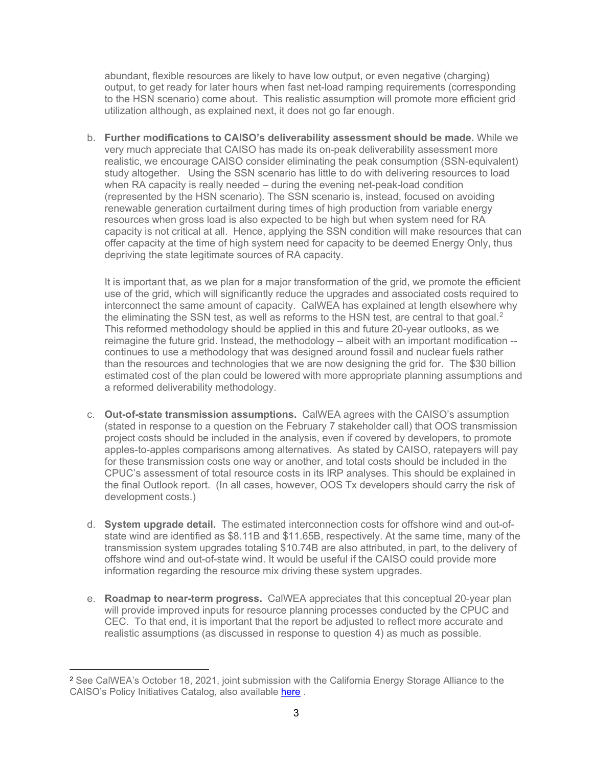abundant, flexible resources are likely to have low output, or even negative (charging) output, to get ready for later hours when fast net-load ramping requirements (corresponding to the HSN scenario) come about. This realistic assumption will promote more efficient grid utilization although, as explained next, it does not go far enough.

b. **Further modifications to CAISO's deliverability assessment should be made.** While we very much appreciate that CAISO has made its on-peak deliverability assessment more realistic, we encourage CAISO consider eliminating the peak consumption (SSN-equivalent) study altogether. Using the SSN scenario has little to do with delivering resources to load when RA capacity is really needed – during the evening net-peak-load condition (represented by the HSN scenario). The SSN scenario is, instead, focused on avoiding renewable generation curtailment during times of high production from variable energy resources when gross load is also expected to be high but when system need for RA capacity is not critical at all. Hence, applying the SSN condition will make resources that can offer capacity at the time of high system need for capacity to be deemed Energy Only, thus depriving the state legitimate sources of RA capacity.

   It is important that, as we plan for a major transformation of the grid, we promote the efficient use of the grid, which will significantly reduce the upgrades and associated costs required to interconnect the same amount of capacity. CalWEA has explained at length elsewhere why the eliminating the SSN test, as well as reforms to the HSN test, are central to that goal.[2] This reformed methodology should be applied in this and future 20-year outlooks, as we reimagine the future grid. Instead, the methodology – albeit with an important modification -- continues to use a methodology that was designed around fossil and nuclear fuels rather than the resources and technologies that we are now designing the grid for. The $30 billion estimated cost of the plan could be lowered with more appropriate planning assumptions and a reformed deliverability methodology.

c. **Out-of-state transmission assumptions.** CalWEA agrees with the CAISO's assumption (stated in response to a question on the February 7 stakeholder call) that OOS transmission project costs should be included in the analysis, even if covered by developers, to promote apples-to-apples comparisons among alternatives. As stated by CAISO, ratepayers will pay for these transmission costs one way or another, and total costs should be included in the CPUC's assessment of total resource costs in its IRP analyses. This should be explained in the final Outlook report. (In all cases, however, OOS Tx developers should carry the risk of development costs.)

d. **System upgrade detail.** The estimated interconnection costs for offshore wind and out-of-state wind are identified as $8.11B and $11.65B, respectively. At the same time, many of the transmission system upgrades totaling $10.74B are also attributed, in part, to the delivery of offshore wind and out-of-state wind. It would be useful if the CAISO could provide more information regarding the resource mix driving these system upgrades.

e. **Roadmap to near-term progress.** CalWEA appreciates that this conceptual 20-year plan will provide improved inputs for resource planning processes conducted by the CPUC and CEC. To that end, it is important that the report be adjusted to reflect more accurate and realistic assumptions (as discussed in response to question 4) as much as possible.

---

[2] See CalWEA's October 18, 2021, joint submission with the California Energy Storage Alliance to the CAISO's Policy Initiatives Catalog, also available [here](#) .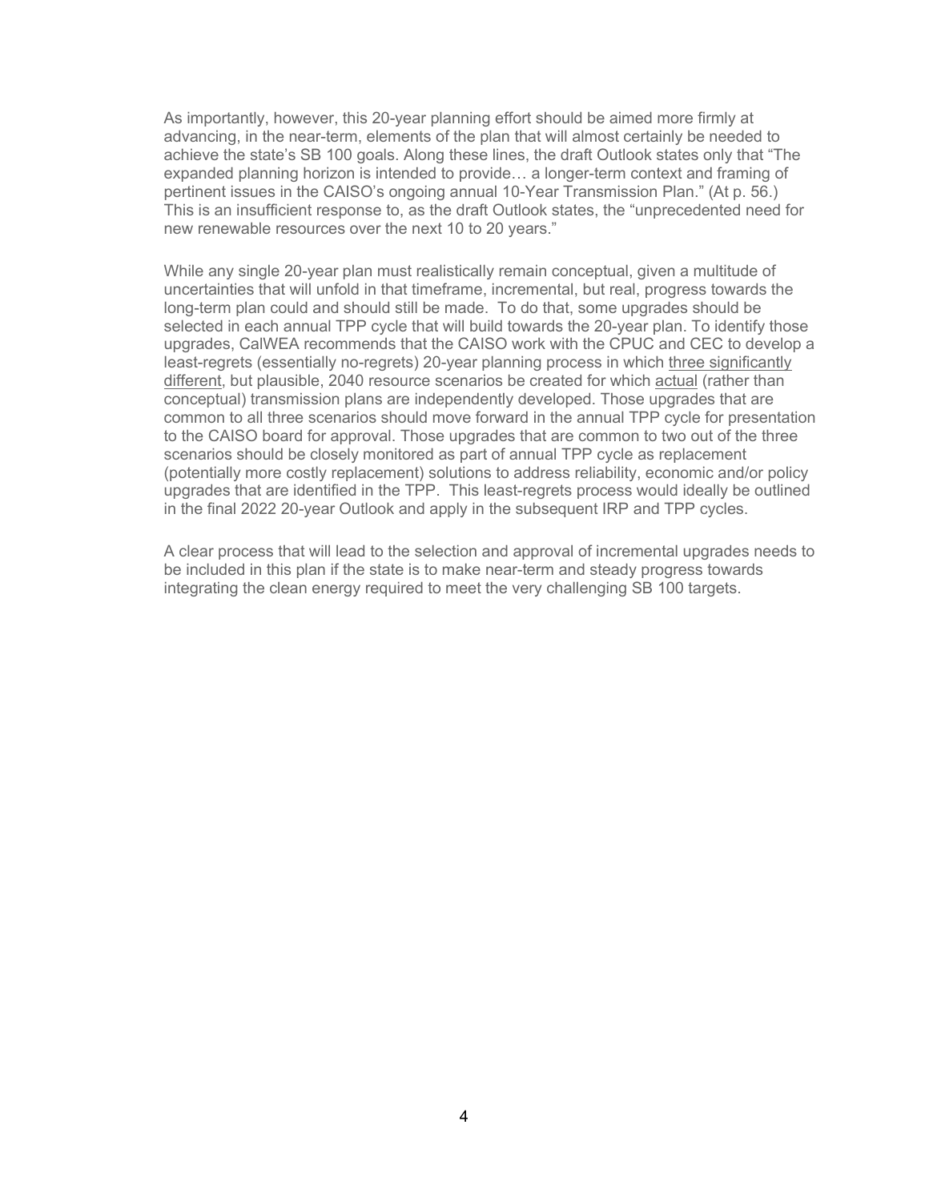As importantly, however, this 20-year planning effort should be aimed more firmly at advancing, in the near-term, elements of the plan that will almost certainly be needed to achieve the state's SB 100 goals. Along these lines, the draft Outlook states only that "The expanded planning horizon is intended to provide… a longer-term context and framing of pertinent issues in the CAISO's ongoing annual 10-Year Transmission Plan." (At p. 56.) This is an insufficient response to, as the draft Outlook states, the "unprecedented need for new renewable resources over the next 10 to 20 years."

While any single 20-year plan must realistically remain conceptual, given a multitude of uncertainties that will unfold in that timeframe, incremental, but real, progress towards the long-term plan could and should still be made. To do that, some upgrades should be selected in each annual TPP cycle that will build towards the 20-year plan. To identify those upgrades, CalWEA recommends that the CAISO work with the CPUC and CEC to develop a least-regrets (essentially no-regrets) 20-year planning process in which <u>three significantly different</u>, but plausible, 2040 resource scenarios be created for which <u>actual</u> (rather than conceptual) transmission plans are independently developed. Those upgrades that are common to all three scenarios should move forward in the annual TPP cycle for presentation to the CAISO board for approval. Those upgrades that are common to two out of the three scenarios should be closely monitored as part of annual TPP cycle as replacement (potentially more costly replacement) solutions to address reliability, economic and/or policy upgrades that are identified in the TPP. This least-regrets process would ideally be outlined in the final 2022 20-year Outlook and apply in the subsequent IRP and TPP cycles.

A clear process that will lead to the selection and approval of incremental upgrades needs to be included in this plan if the state is to make near-term and steady progress towards integrating the clean energy required to meet the very challenging SB 100 targets.